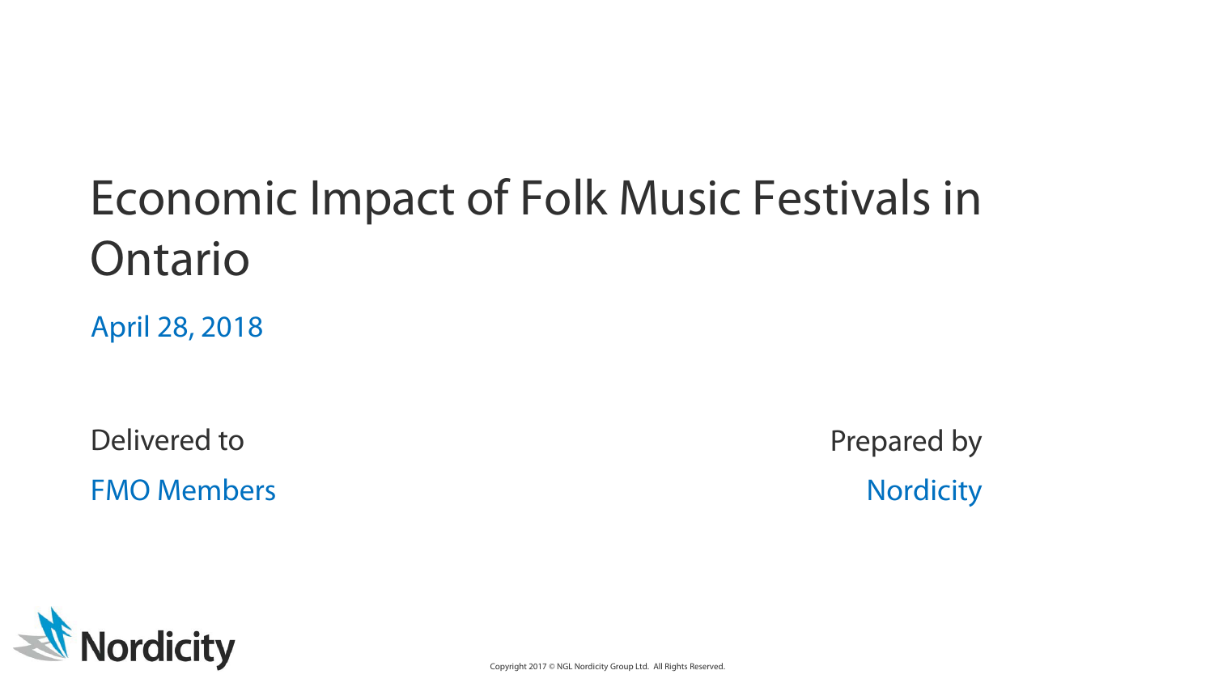# Economic Impact of Folk Music Festivals in Ontario

April 28, 2018

Delivered to

FMO Members

Prepared by

Nordicity

Copyright 2017 © NGL Nordicity Group Ltd. All Rights Reserved.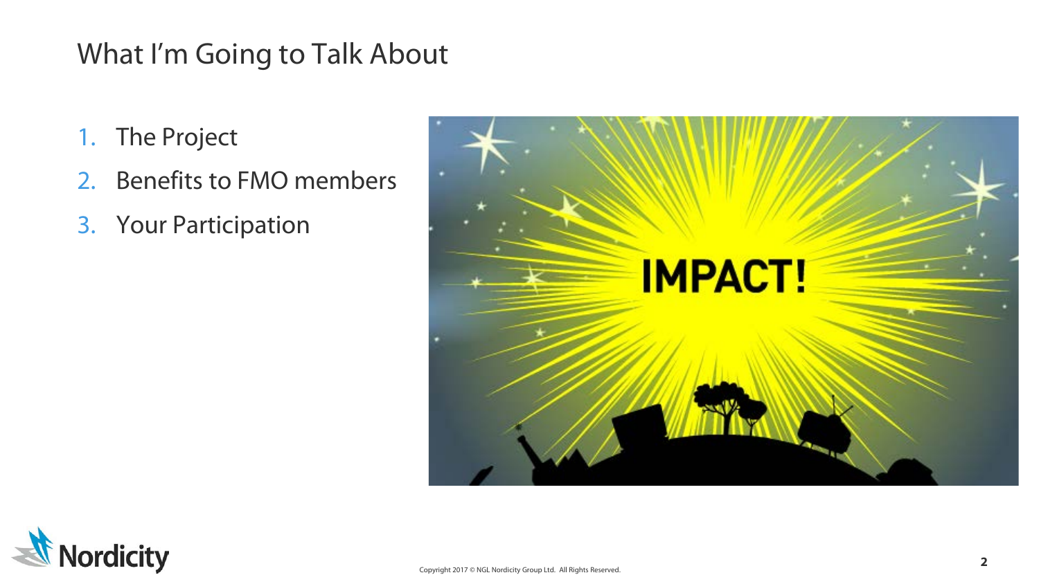# What I'm Going to Talk About

1. The Project
2. Benefits to FMO members
3. Your Participation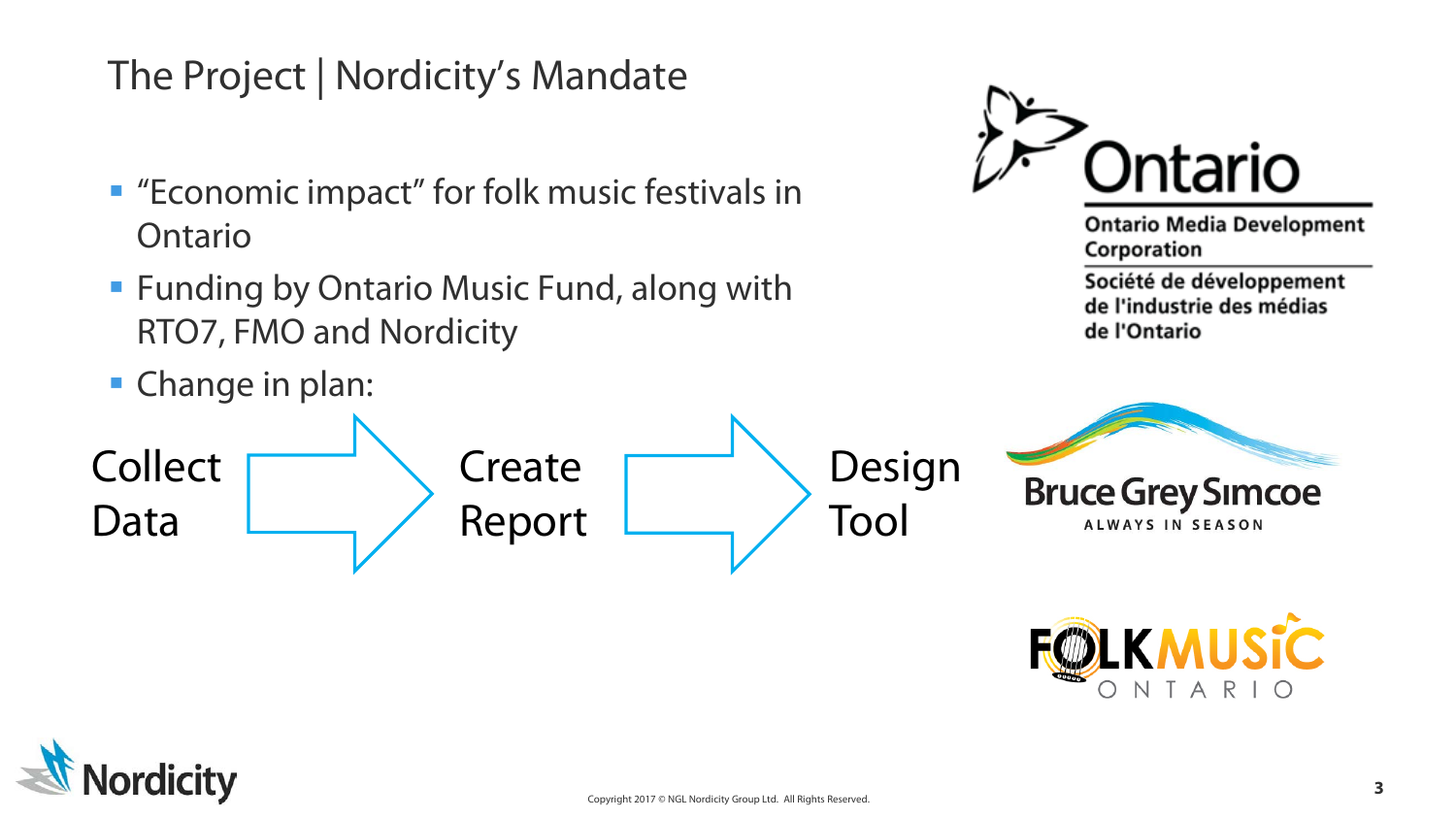# The Project | Nordicity's Mandate

- "Economic impact" for folk music festivals in Ontario
- Funding by Ontario Music Fund, along with RTO7, FMO and Nordicity
- Change in plan:

Collect Data → Create Report → Design Tool

Ontario

Ontario Media Development Corporation

Société de développement de l'industrie des médias de l'Ontario

Bruce Grey Simcoe

ALWAYS IN SEASON

FOLK MUSIC ONTARIO

Nordicity

Copyright 2017 © NGL Nordicity Group Ltd. All Rights Reserved.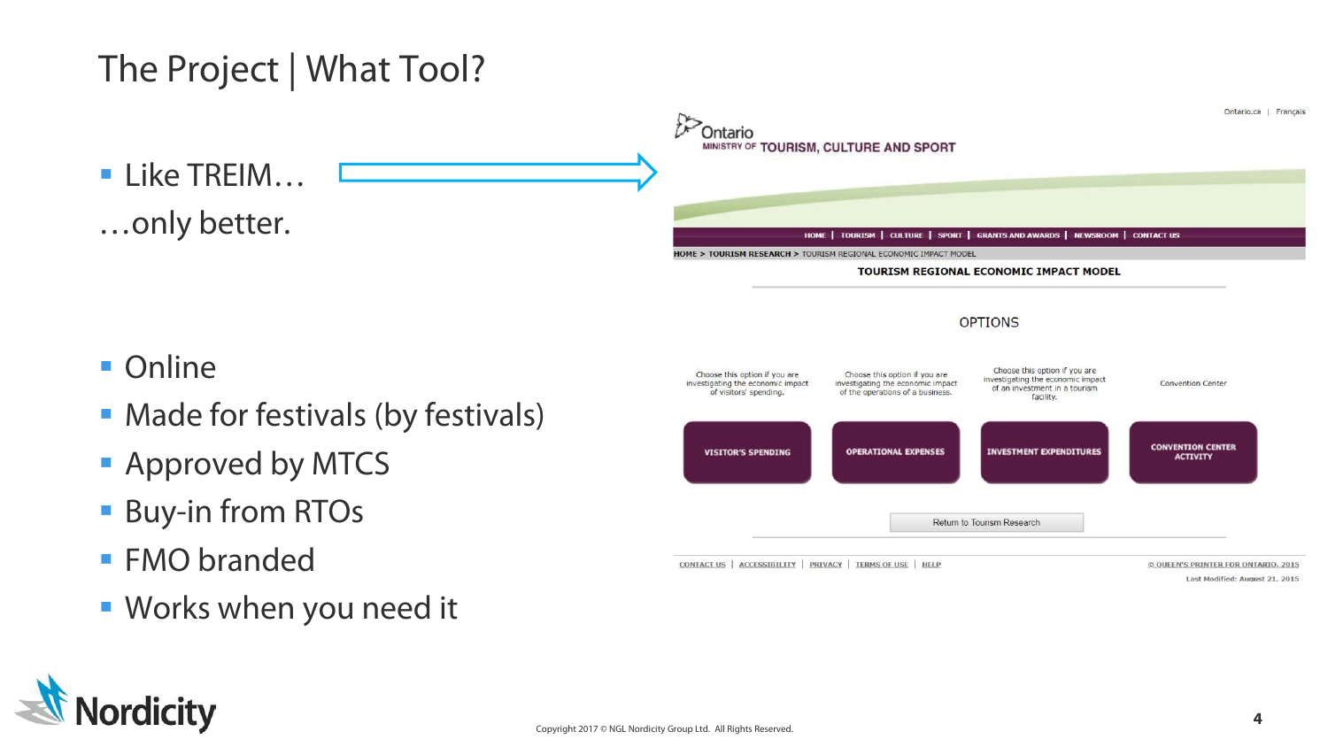# The Project | What Tool?

- Like TREIM…

…only better.

Ontario
MINISTRY OF TOURISM, CULTURE AND SPORT

Ontario.ca | Français

HOME | TOURISM | CULTURE | SPORT | GRANTS AND AWARDS | NEWSROOM | CONTACT US

HOME > TOURISM RESEARCH > TOURISM REGIONAL ECONOMIC IMPACT MODEL

TOURISM REGIONAL ECONOMIC IMPACT MODEL

OPTIONS

| Choose this option if you are investigating the economic impact of visitors' spending. | Choose this option if you are investigating the economic impact of the operations of a business. | Choose this option if you are investigating the economic impact of an investment in a tourism facility. | Convention Center |
|---|---|---|---|
| VISITOR'S SPENDING | OPERATIONAL EXPENSES | INVESTMENT EXPENDITURES | CONVENTION CENTER ACTIVITY |

Return to Tourism Research

CONTACT US | ACCESSIBILITY | PRIVACY | TERMS OF USE | HELP

© QUEEN'S PRINTER FOR ONTARIO, 2015

Last Modified: August 21, 2015

- Online
- Made for festivals (by festivals)
- Approved by MTCS
- Buy-in from RTOs
- FMO branded
- Works when you need it

Copyright 2017 © NGL Nordicity Group Ltd. All Rights Reserved.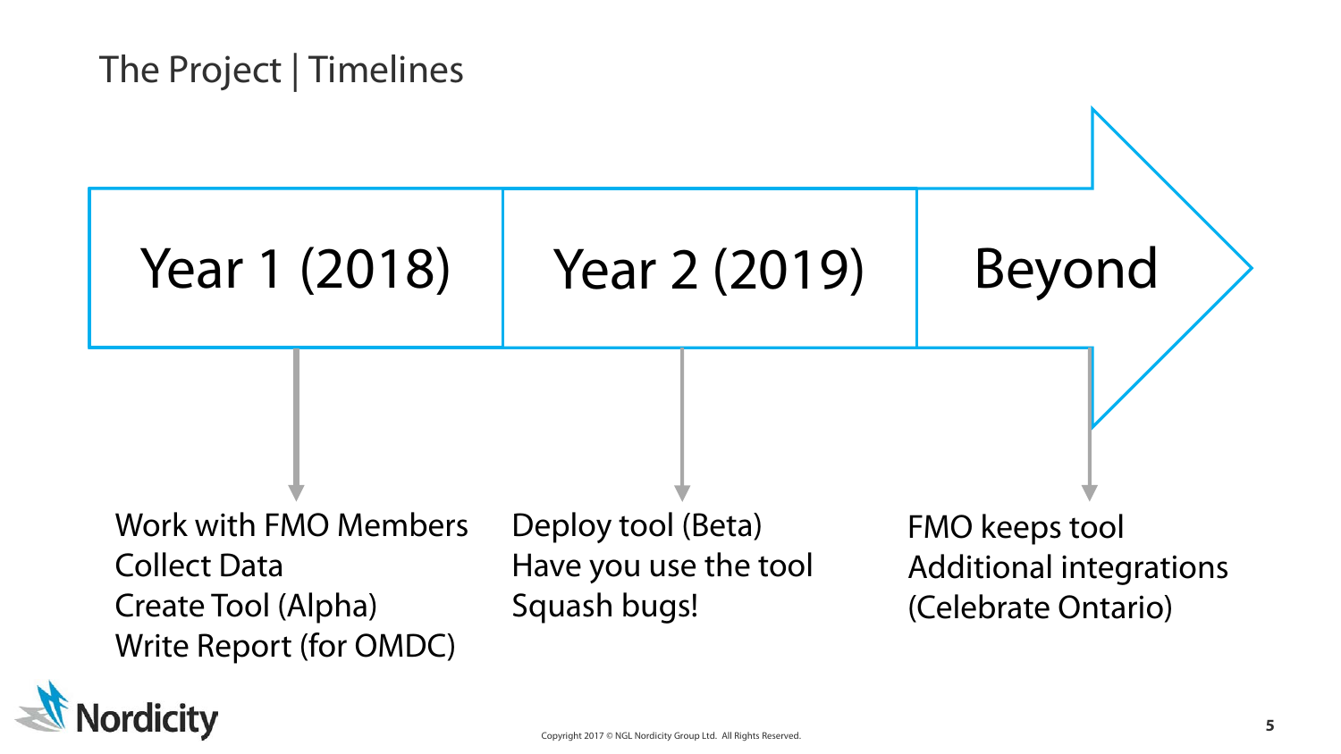# The Project | Timelines

## Year 1 (2018)

- Work with FMO Members
- Collect Data
- Create Tool (Alpha)
- Write Report (for OMDC)

## Year 2 (2019)

- Deploy tool (Beta)
- Have you use the tool
- Squash bugs!

## Beyond

- FMO keeps tool
- Additional integrations (Celebrate Ontario)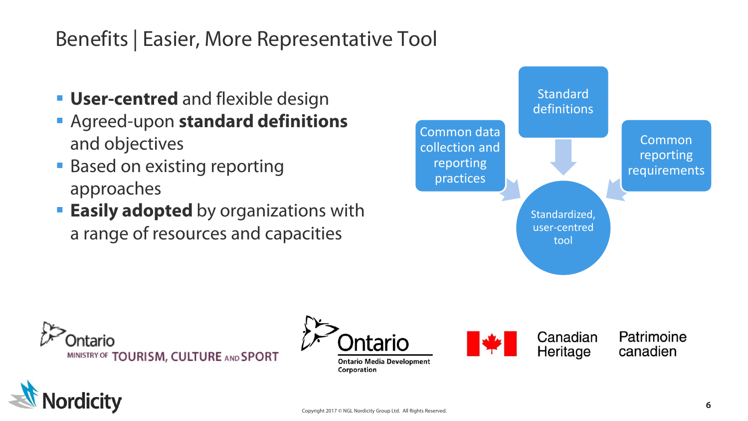# Benefits | Easier, More Representative Tool

- **User-centred** and flexible design
- Agreed-upon **standard definitions** and objectives
- Based on existing reporting approaches
- **Easily adopted** by organizations with a range of resources and capacities

Standard definitions

Common data collection and reporting practices

Common reporting requirements

Standardized, user-centred tool

Ontario MINISTRY OF TOURISM, CULTURE AND SPORT

Ontario

Ontario Media Development Corporation

Canadian Heritage Patrimoine canadien

Nordicity

Copyright 2017 © NGL Nordicity Group Ltd. All Rights Reserved.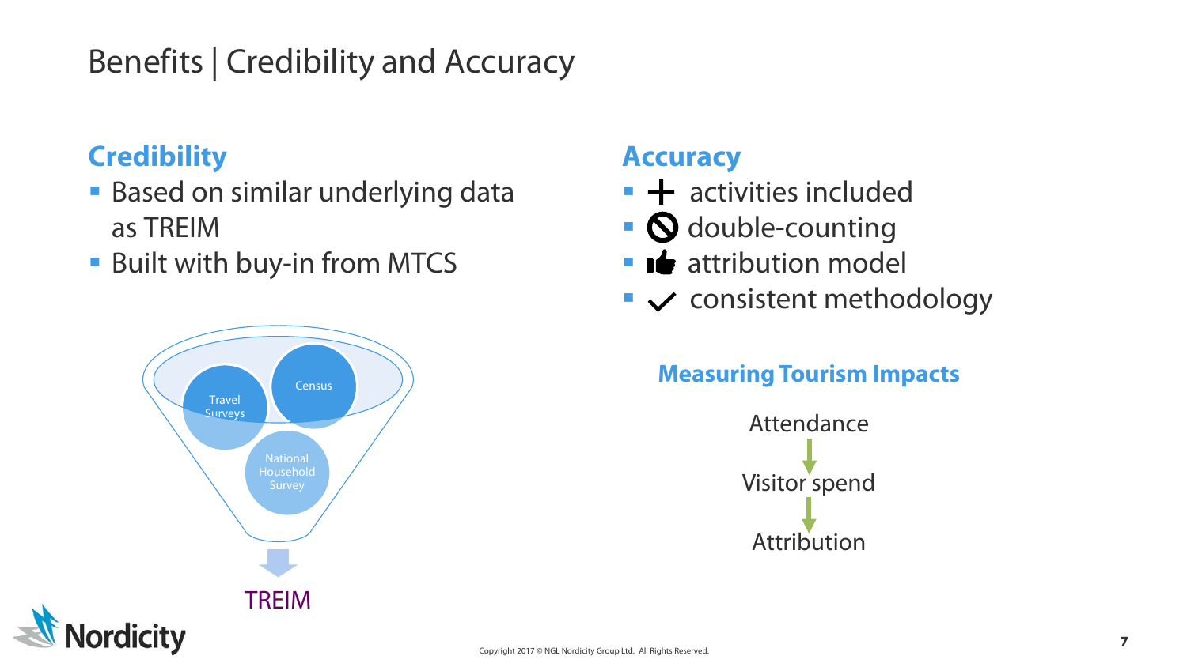# Benefits | Credibility and Accuracy

## Credibility

- Based on similar underlying data as TREIM
- Built with buy-in from MTCS

Travel Surveys

Census

National Household Survey

TREIM

## Accuracy

- ➕ activities included
- 🚫 double-counting
- 👍 attribution model
- ✓ consistent methodology

### Measuring Tourism Impacts

Attendance

↓

Visitor spend

↓

Attribution

Copyright 2017 © NGL Nordicity Group Ltd. All Rights Reserved.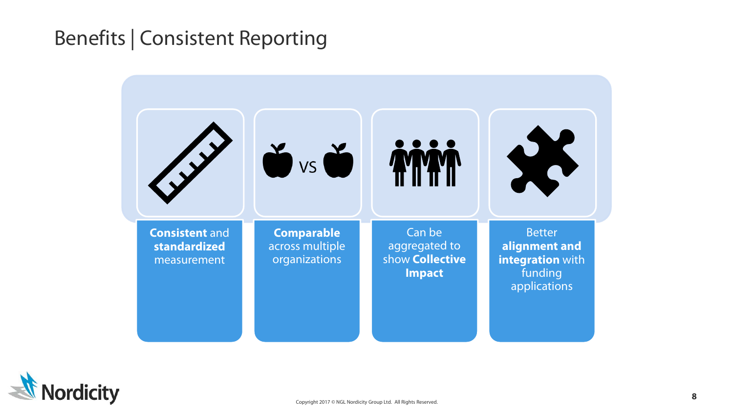# Benefits | Consistent Reporting

- **Consistent** and **standardized** measurement
- **Comparable** across multiple organizations
- Can be aggregated to show **Collective Impact**
- Better **alignment and integration** with funding applications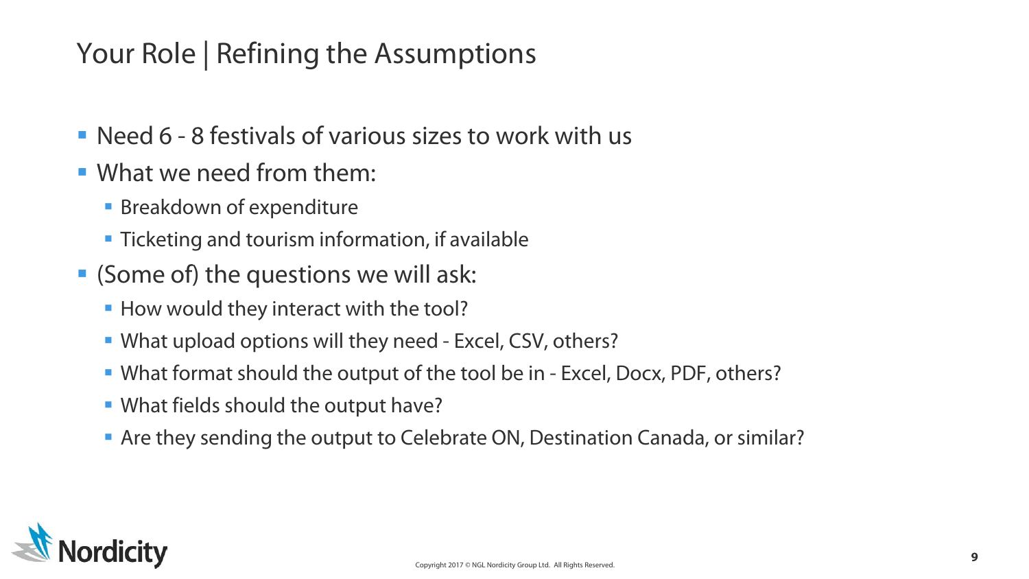# Your Role | Refining the Assumptions

- Need 6 - 8 festivals of various sizes to work with us
- What we need from them:
  - Breakdown of expenditure
  - Ticketing and tourism information, if available
- (Some of) the questions we will ask:
  - How would they interact with the tool?
  - What upload options will they need - Excel, CSV, others?
  - What format should the output of the tool be in - Excel, Docx, PDF, others?
  - What fields should the output have?
  - Are they sending the output to Celebrate ON, Destination Canada, or similar?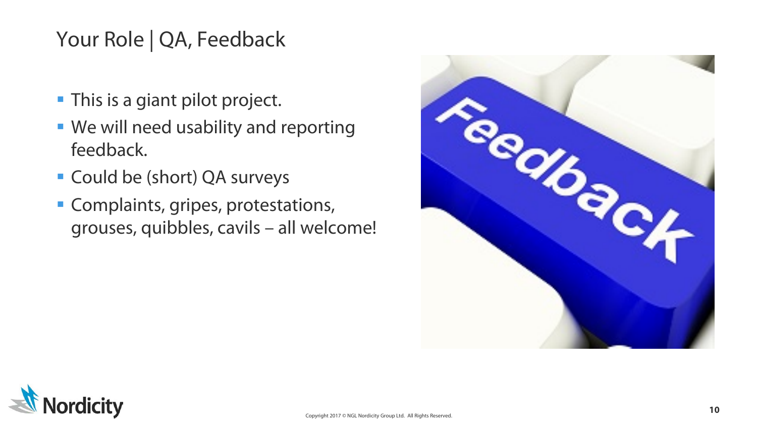# Your Role | QA, Feedback

- This is a giant pilot project.
- We will need usability and reporting feedback.
- Could be (short) QA surveys
- Complaints, gripes, protestations, grouses, quibbles, cavils – all welcome!

Copyright 2017 © NGL Nordicity Group Ltd. All Rights Reserved.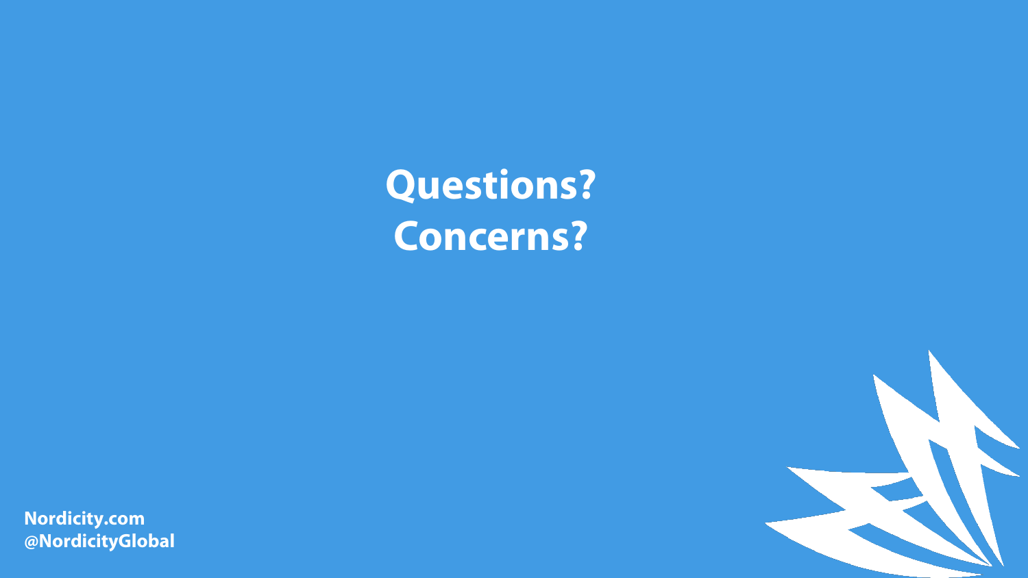# Questions?
# Concerns?

**Nordicity.com**
**@NordicityGlobal**